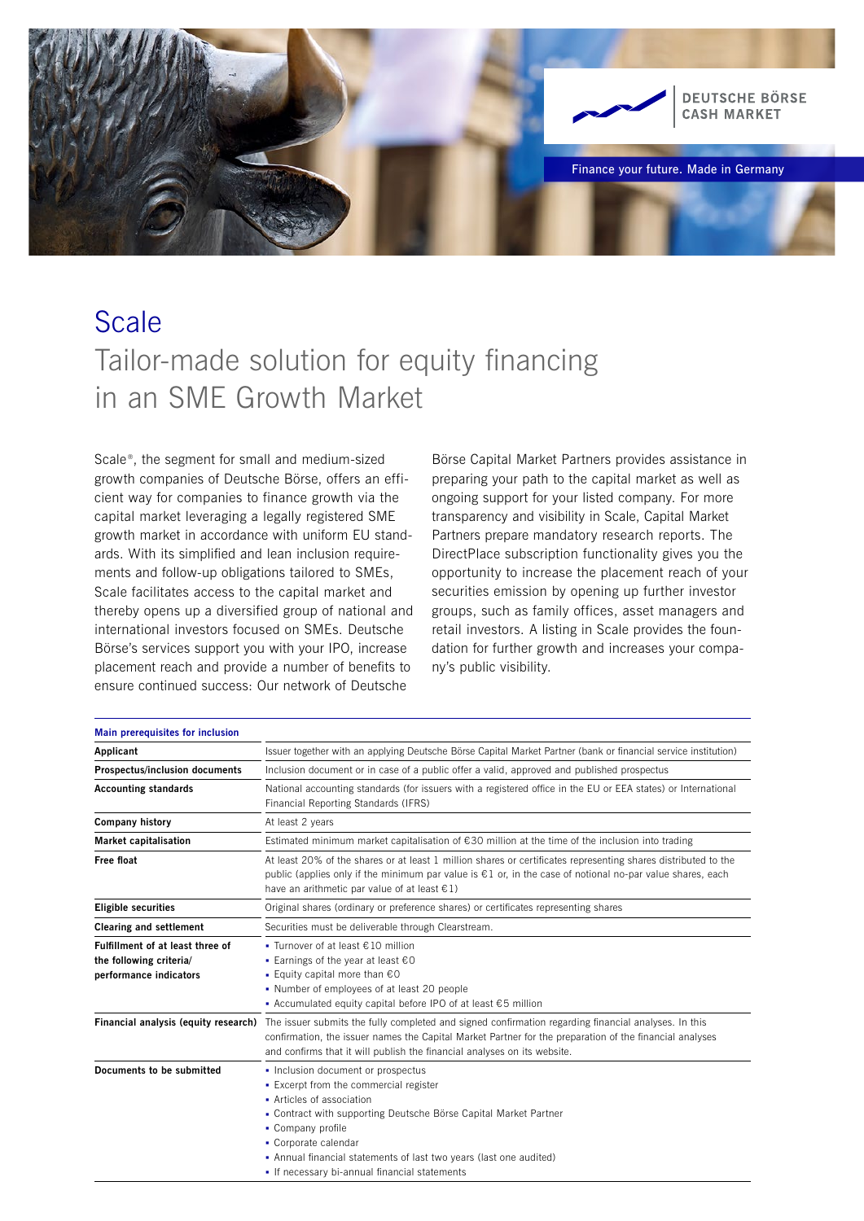DEUTSCHE BÖRSE
CASH MARKET

Finance your future. Made in Germany

# Scale

## Tailor-made solution for equity financing in an SME Growth Market

Scale®, the segment for small and medium-sized growth companies of Deutsche Börse, offers an efficient way for companies to finance growth via the capital market leveraging a legally registered SME growth market in accordance with uniform EU standards. With its simplified and lean inclusion requirements and follow-up obligations tailored to SMEs, Scale facilitates access to the capital market and thereby opens up a diversified group of national and international investors focused on SMEs. Deutsche Börse's services support you with your IPO, increase placement reach and provide a number of benefits to ensure continued success: Our network of Deutsche Börse Capital Market Partners provides assistance in preparing your path to the capital market as well as ongoing support for your listed company. For more transparency and visibility in Scale, Capital Market Partners prepare mandatory research reports. The DirectPlace subscription functionality gives you the opportunity to increase the placement reach of your securities emission by opening up further investor groups, such as family offices, asset managers and retail investors. A listing in Scale provides the foundation for further growth and increases your company's public visibility.

| Main prerequisites for inclusion | |
|---|---|
| **Applicant** | Issuer together with an applying Deutsche Börse Capital Market Partner (bank or financial service institution) |
| **Prospectus/inclusion documents** | Inclusion document or in case of a public offer a valid, approved and published prospectus |
| **Accounting standards** | National accounting standards (for issuers with a registered office in the EU or EEA states) or International Financial Reporting Standards (IFRS) |
| **Company history** | At least 2 years |
| **Market capitalisation** | Estimated minimum market capitalisation of €30 million at the time of the inclusion into trading |
| **Free float** | At least 20% of the shares or at least 1 million shares or certificates representing shares distributed to the public (applies only if the minimum par value is €1 or, in the case of notional no-par value shares, each have an arithmetic par value of at least €1) |
| **Eligible securities** | Original shares (ordinary or preference shares) or certificates representing shares |
| **Clearing and settlement** | Securities must be deliverable through Clearstream. |
| **Fulfillment of at least three of the following criteria/ performance indicators** | ▪ Turnover of at least €10 million<br>▪ Earnings of the year at least €0<br>▪ Equity capital more than €0<br>▪ Number of employees of at least 20 people<br>▪ Accumulated equity capital before IPO of at least €5 million |
| **Financial analysis (equity research)** | The issuer submits the fully completed and signed confirmation regarding financial analyses. In this confirmation, the issuer names the Capital Market Partner for the preparation of the financial analyses and confirms that it will publish the financial analyses on its website. |
| **Documents to be submitted** | ▪ Inclusion document or prospectus<br>▪ Excerpt from the commercial register<br>▪ Articles of association<br>▪ Contract with supporting Deutsche Börse Capital Market Partner<br>▪ Company profile<br>▪ Corporate calendar<br>▪ Annual financial statements of last two years (last one audited)<br>▪ If necessary bi-annual financial statements |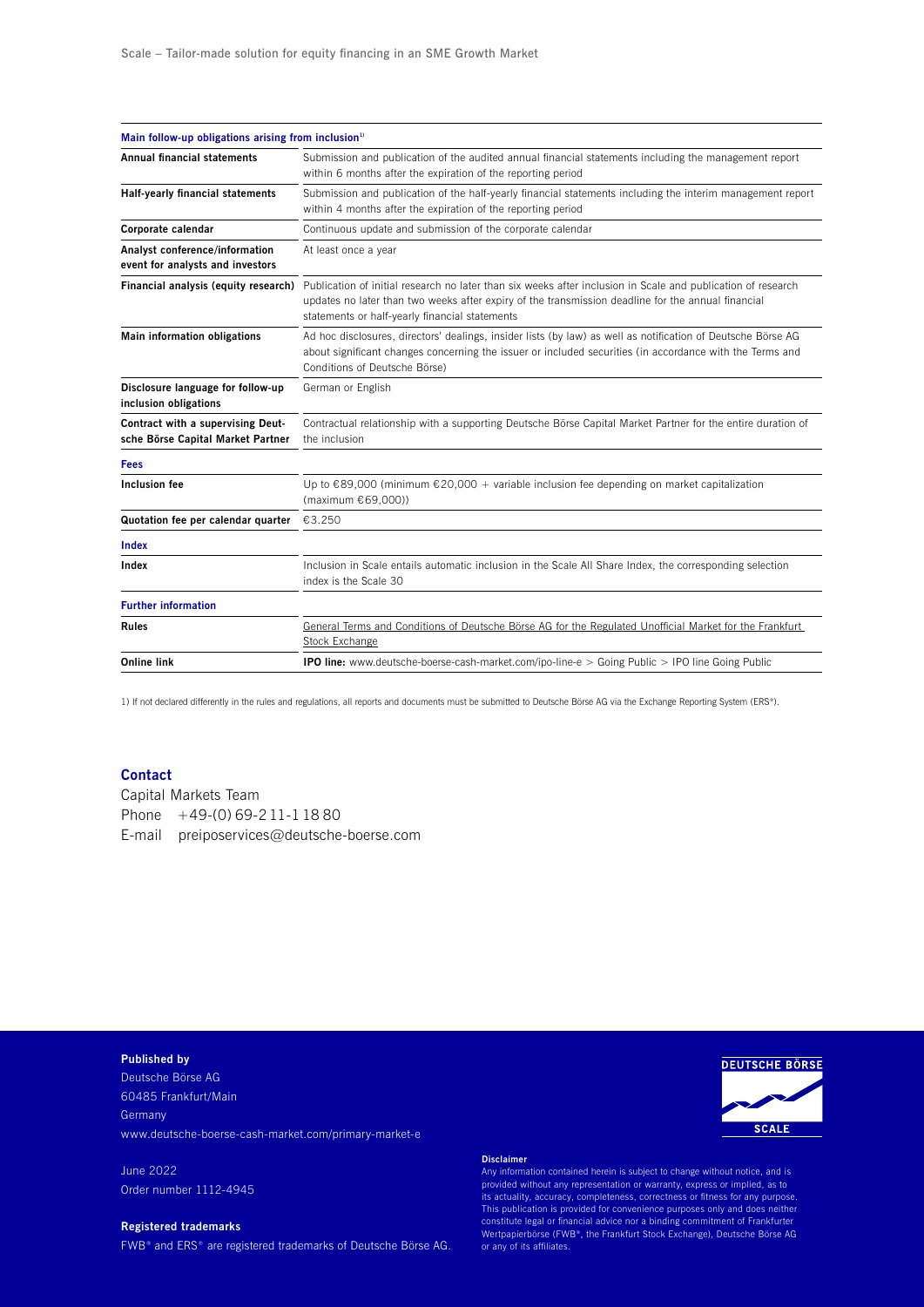| Main follow-up obligations arising from inclusion[1] | |
|---|---|
| **Annual financial statements** | Submission and publication of the audited annual financial statements including the management report within 6 months after the expiration of the reporting period |
| **Half-yearly financial statements** | Submission and publication of the half-yearly financial statements including the interim management report within 4 months after the expiration of the reporting period |
| **Corporate calendar** | Continuous update and submission of the corporate calendar |
| **Analyst conference/information event for analysts and investors** | At least once a year |
| **Financial analysis (equity research)** | Publication of initial research no later than six weeks after inclusion in Scale and publication of research updates no later than two weeks after expiry of the transmission deadline for the annual financial statements or half-yearly financial statements |
| **Main information obligations** | Ad hoc disclosures, directors' dealings, insider lists (by law) as well as notification of Deutsche Börse AG about significant changes concerning the issuer or included securities (in accordance with the Terms and Conditions of Deutsche Börse) |
| **Disclosure language for follow-up inclusion obligations** | German or English |
| **Contract with a supervising Deutsche Börse Capital Market Partner** | Contractual relationship with a supporting Deutsche Börse Capital Market Partner for the entire duration of the inclusion |
| **Fees** | |
| **Inclusion fee** | Up to €89,000 (minimum €20,000 + variable inclusion fee depending on market capitalization (maximum €69,000)) |
| **Quotation fee per calendar quarter** | €3.250 |
| **Index** | |
| **Index** | Inclusion in Scale entails automatic inclusion in the Scale All Share Index, the corresponding selection index is the Scale 30 |
| **Further information** | |
| **Rules** | General Terms and Conditions of Deutsche Börse AG for the Regulated Unofficial Market for the Frankfurt Stock Exchange |
| **Online link** | **IPO line:** www.deutsche-boerse-cash-market.com/ipo-line-e > Going Public > IPO line Going Public |

1) If not declared differently in the rules and regulations, all reports and documents must be submitted to Deutsche Börse AG via the Exchange Reporting System (ERS®).

## Contact

Capital Markets Team
Phone +49-(0) 69-2 11-1 18 80
E-mail preiposervices@deutsche-boerse.com

**Published by**
Deutsche Börse AG
60485 Frankfurt/Main
Germany
www.deutsche-boerse-cash-market.com/primary-market-e

June 2022
Order number 1112-4945

**Registered trademarks**
FWB® and ERS® are registered trademarks of Deutsche Börse AG.

**Disclaimer**
Any information contained herein is subject to change without notice, and is provided without any representation or warranty, express or implied, as to its actuality, accuracy, completeness, correctness or fitness for any purpose. This publication is provided for convenience purposes only and does neither constitute legal or financial advice nor a binding commitment of Frankfurter Wertpapierbörse (FWB®, the Frankfurt Stock Exchange), Deutsche Börse AG or any of its affiliates.